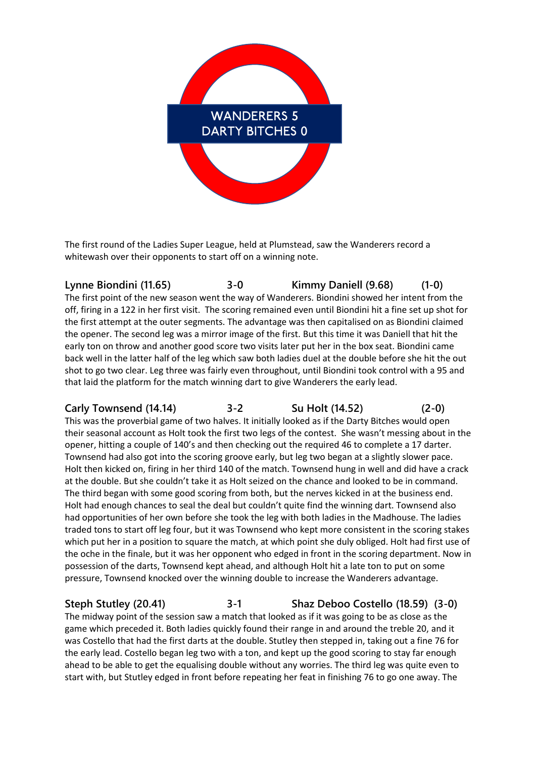WANDERERS 5
DARTY BITCHES 0

The first round of the Ladies Super League, held at Plumstead, saw the Wanderers record a whitewash over their opponents to start off on a winning note.

**Lynne Biondini (11.65) 3-0 Kimmy Daniell (9.68) (1-0)**

The first point of the new season went the way of Wanderers. Biondini showed her intent from the off, firing in a 122 in her first visit. The scoring remained even until Biondini hit a fine set up shot for the first attempt at the outer segments. The advantage was then capitalised on as Biondini claimed the opener. The second leg was a mirror image of the first. But this time it was Daniell that hit the early ton on throw and another good score two visits later put her in the box seat. Biondini came back well in the latter half of the leg which saw both ladies duel at the double before she hit the out shot to go two clear. Leg three was fairly even throughout, until Biondini took control with a 95 and that laid the platform for the match winning dart to give Wanderers the early lead.

**Carly Townsend (14.14) 3-2 Su Holt (14.52) (2-0)**

This was the proverbial game of two halves. It initially looked as if the Darty Bitches would open their seasonal account as Holt took the first two legs of the contest. She wasn't messing about in the opener, hitting a couple of 140's and then checking out the required 46 to complete a 17 darter. Townsend had also got into the scoring groove early, but leg two began at a slightly slower pace. Holt then kicked on, firing in her third 140 of the match. Townsend hung in well and did have a crack at the double. But she couldn't take it as Holt seized on the chance and looked to be in command. The third began with some good scoring from both, but the nerves kicked in at the business end. Holt had enough chances to seal the deal but couldn't quite find the winning dart. Townsend also had opportunities of her own before she took the leg with both ladies in the Madhouse. The ladies traded tons to start off leg four, but it was Townsend who kept more consistent in the scoring stakes which put her in a position to square the match, at which point she duly obliged. Holt had first use of the oche in the finale, but it was her opponent who edged in front in the scoring department. Now in possession of the darts, Townsend kept ahead, and although Holt hit a late ton to put on some pressure, Townsend knocked over the winning double to increase the Wanderers advantage.

**Steph Stutley (20.41) 3-1 Shaz Deboo Costello (18.59) (3-0)**

The midway point of the session saw a match that looked as if it was going to be as close as the game which preceded it. Both ladies quickly found their range in and around the treble 20, and it was Costello that had the first darts at the double. Stutley then stepped in, taking out a fine 76 for the early lead. Costello began leg two with a ton, and kept up the good scoring to stay far enough ahead to be able to get the equalising double without any worries. The third leg was quite even to start with, but Stutley edged in front before repeating her feat in finishing 76 to go one away. The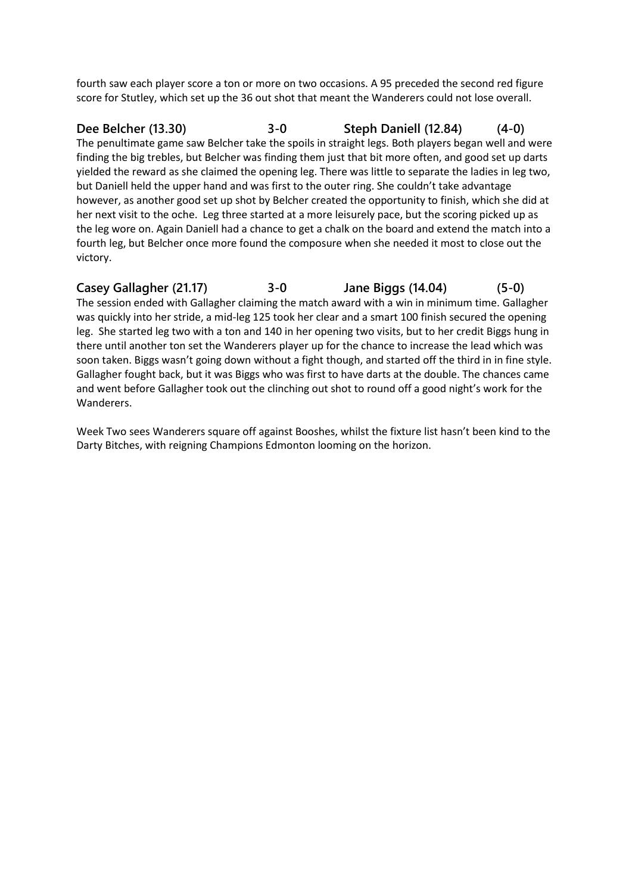fourth saw each player score a ton or more on two occasions. A 95 preceded the second red figure score for Stutley, which set up the 36 out shot that meant the Wanderers could not lose overall.

**Dee Belcher (13.30) 3-0 Steph Daniell (12.84) (4-0)**

The penultimate game saw Belcher take the spoils in straight legs. Both players began well and were finding the big trebles, but Belcher was finding them just that bit more often, and good set up darts yielded the reward as she claimed the opening leg. There was little to separate the ladies in leg two, but Daniell held the upper hand and was first to the outer ring. She couldn't take advantage however, as another good set up shot by Belcher created the opportunity to finish, which she did at her next visit to the oche. Leg three started at a more leisurely pace, but the scoring picked up as the leg wore on. Again Daniell had a chance to get a chalk on the board and extend the match into a fourth leg, but Belcher once more found the composure when she needed it most to close out the victory.

**Casey Gallagher (21.17) 3-0 Jane Biggs (14.04) (5-0)**

The session ended with Gallagher claiming the match award with a win in minimum time. Gallagher was quickly into her stride, a mid-leg 125 took her clear and a smart 100 finish secured the opening leg. She started leg two with a ton and 140 in her opening two visits, but to her credit Biggs hung in there until another ton set the Wanderers player up for the chance to increase the lead which was soon taken. Biggs wasn't going down without a fight though, and started off the third in in fine style. Gallagher fought back, but it was Biggs who was first to have darts at the double. The chances came and went before Gallagher took out the clinching out shot to round off a good night's work for the Wanderers.

Week Two sees Wanderers square off against Booshes, whilst the fixture list hasn't been kind to the Darty Bitches, with reigning Champions Edmonton looming on the horizon.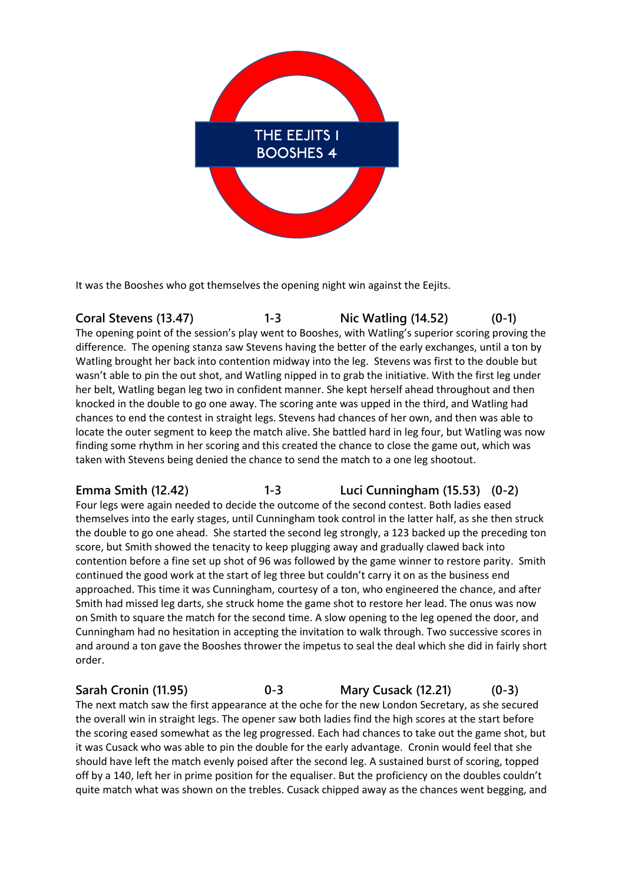THE EEJITS 1
BOOSHES 4

It was the Booshes who got themselves the opening night win against the Eejits.

**Coral Stevens (13.47) 1-3 Nic Watling (14.52) (0-1)**

The opening point of the session's play went to Booshes, with Watling's superior scoring proving the difference. The opening stanza saw Stevens having the better of the early exchanges, until a ton by Watling brought her back into contention midway into the leg. Stevens was first to the double but wasn't able to pin the out shot, and Watling nipped in to grab the initiative. With the first leg under her belt, Watling began leg two in confident manner. She kept herself ahead throughout and then knocked in the double to go one away. The scoring ante was upped in the third, and Watling had chances to end the contest in straight legs. Stevens had chances of her own, and then was able to locate the outer segment to keep the match alive. She battled hard in leg four, but Watling was now finding some rhythm in her scoring and this created the chance to close the game out, which was taken with Stevens being denied the chance to send the match to a one leg shootout.

**Emma Smith (12.42) 1-3 Luci Cunningham (15.53) (0-2)**

Four legs were again needed to decide the outcome of the second contest. Both ladies eased themselves into the early stages, until Cunningham took control in the latter half, as she then struck the double to go one ahead. She started the second leg strongly, a 123 backed up the preceding ton score, but Smith showed the tenacity to keep plugging away and gradually clawed back into contention before a fine set up shot of 96 was followed by the game winner to restore parity. Smith continued the good work at the start of leg three but couldn't carry it on as the business end approached. This time it was Cunningham, courtesy of a ton, who engineered the chance, and after Smith had missed leg darts, she struck home the game shot to restore her lead. The onus was now on Smith to square the match for the second time. A slow opening to the leg opened the door, and Cunningham had no hesitation in accepting the invitation to walk through. Two successive scores in and around a ton gave the Booshes thrower the impetus to seal the deal which she did in fairly short order.

**Sarah Cronin (11.95) 0-3 Mary Cusack (12.21) (0-3)**

The next match saw the first appearance at the oche for the new London Secretary, as she secured the overall win in straight legs. The opener saw both ladies find the high scores at the start before the scoring eased somewhat as the leg progressed. Each had chances to take out the game shot, but it was Cusack who was able to pin the double for the early advantage. Cronin would feel that she should have left the match evenly poised after the second leg. A sustained burst of scoring, topped off by a 140, left her in prime position for the equaliser. But the proficiency on the doubles couldn't quite match what was shown on the trebles. Cusack chipped away as the chances went begging, and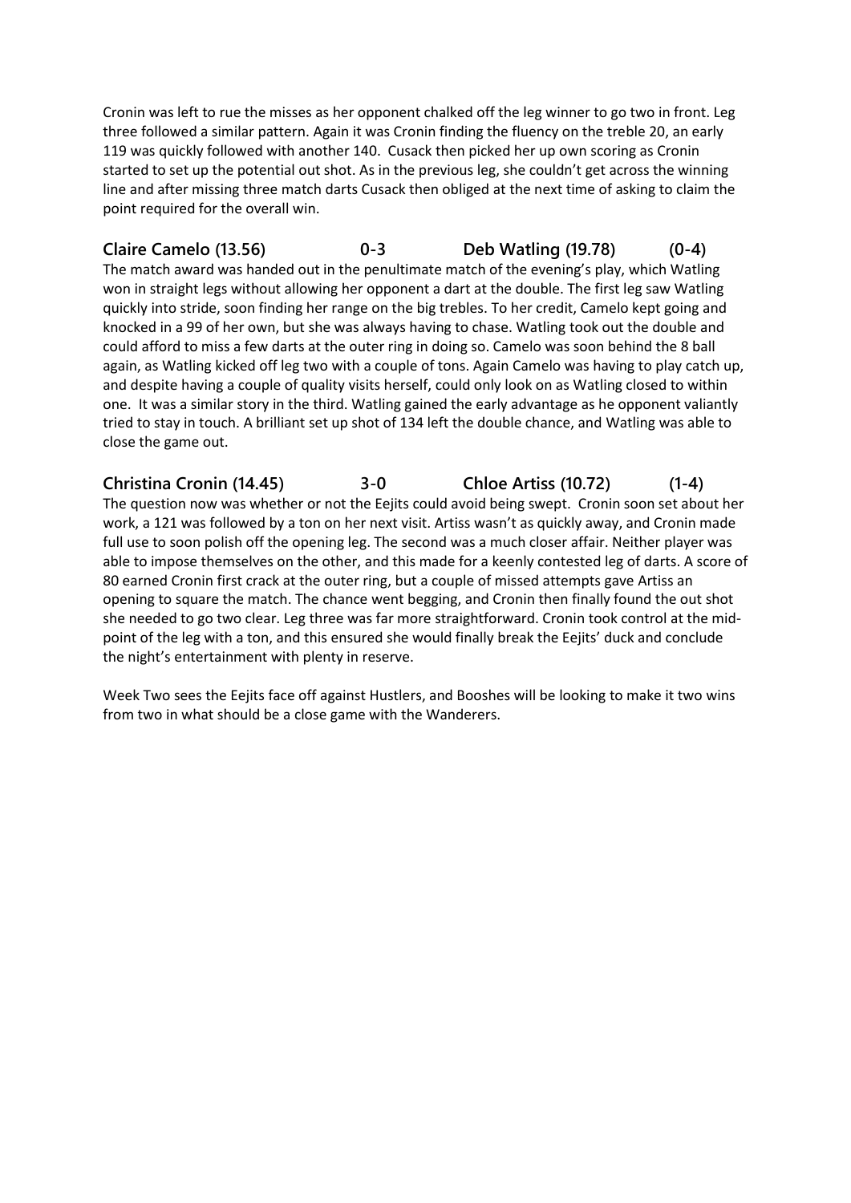Cronin was left to rue the misses as her opponent chalked off the leg winner to go two in front. Leg three followed a similar pattern. Again it was Cronin finding the fluency on the treble 20, an early 119 was quickly followed with another 140.  Cusack then picked her up own scoring as Cronin started to set up the potential out shot. As in the previous leg, she couldn't get across the winning line and after missing three match darts Cusack then obliged at the next time of asking to claim the point required for the overall win.

**Claire Camelo (13.56) 0-3 Deb Watling (19.78) (0-4)**

The match award was handed out in the penultimate match of the evening's play, which Watling won in straight legs without allowing her opponent a dart at the double. The first leg saw Watling quickly into stride, soon finding her range on the big trebles. To her credit, Camelo kept going and knocked in a 99 of her own, but she was always having to chase. Watling took out the double and could afford to miss a few darts at the outer ring in doing so. Camelo was soon behind the 8 ball again, as Watling kicked off leg two with a couple of tons. Again Camelo was having to play catch up, and despite having a couple of quality visits herself, could only look on as Watling closed to within one.  It was a similar story in the third. Watling gained the early advantage as he opponent valiantly tried to stay in touch. A brilliant set up shot of 134 left the double chance, and Watling was able to close the game out.

**Christina Cronin (14.45) 3-0 Chloe Artiss (10.72) (1-4)**

The question now was whether or not the Eejits could avoid being swept.  Cronin soon set about her work, a 121 was followed by a ton on her next visit. Artiss wasn't as quickly away, and Cronin made full use to soon polish off the opening leg. The second was a much closer affair. Neither player was able to impose themselves on the other, and this made for a keenly contested leg of darts. A score of 80 earned Cronin first crack at the outer ring, but a couple of missed attempts gave Artiss an opening to square the match. The chance went begging, and Cronin then finally found the out shot she needed to go two clear. Leg three was far more straightforward. Cronin took control at the mid-point of the leg with a ton, and this ensured she would finally break the Eejits' duck and conclude the night's entertainment with plenty in reserve.

Week Two sees the Eejits face off against Hustlers, and Booshes will be looking to make it two wins from two in what should be a close game with the Wanderers.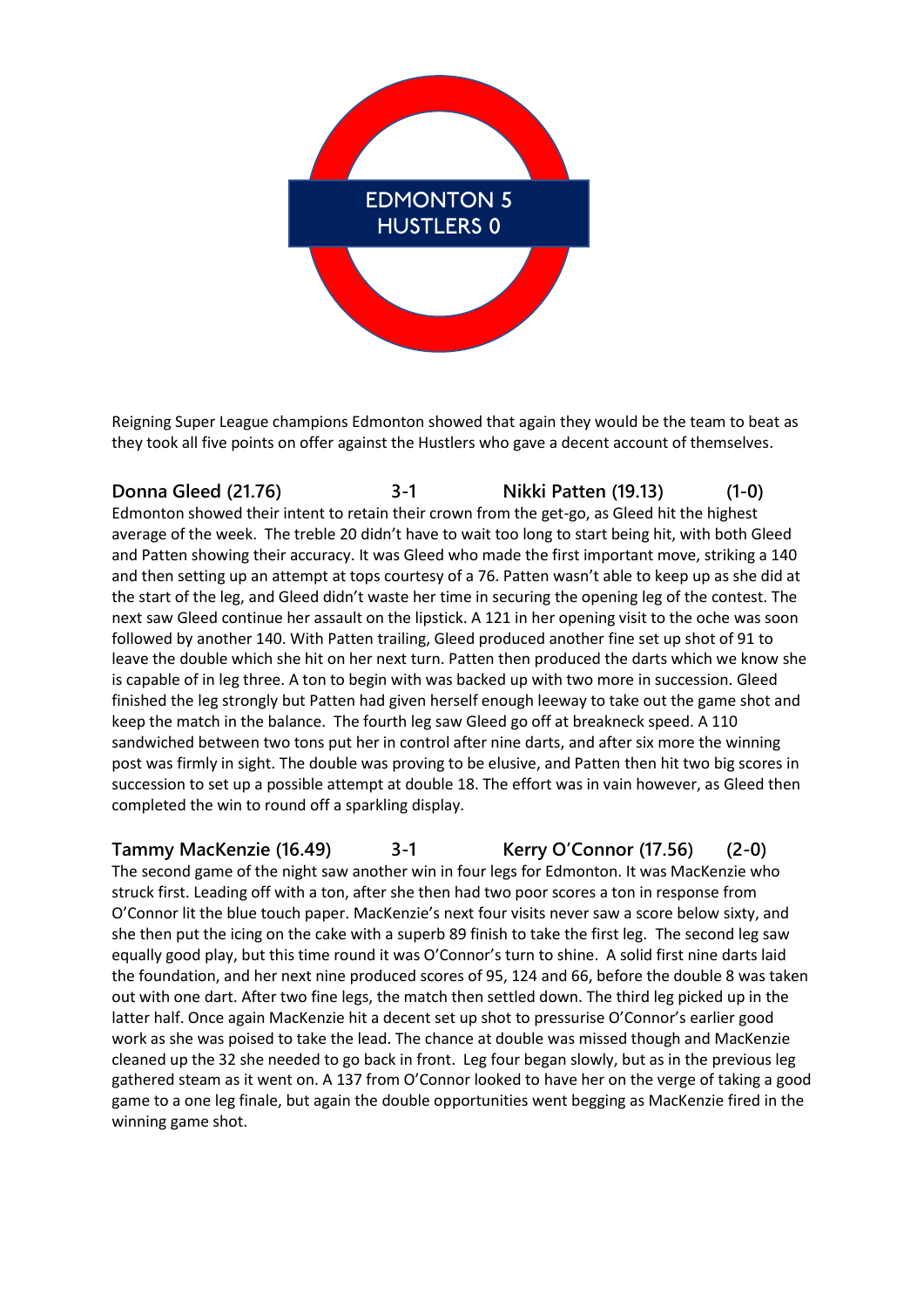EDMONTON 5
HUSTLERS 0

Reigning Super League champions Edmonton showed that again they would be the team to beat as they took all five points on offer against the Hustlers who gave a decent account of themselves.

**Donna Gleed (21.76) 3-1 Nikki Patten (19.13) (1-0)**

Edmonton showed their intent to retain their crown from the get-go, as Gleed hit the highest average of the week. The treble 20 didn't have to wait too long to start being hit, with both Gleed and Patten showing their accuracy. It was Gleed who made the first important move, striking a 140 and then setting up an attempt at tops courtesy of a 76. Patten wasn't able to keep up as she did at the start of the leg, and Gleed didn't waste her time in securing the opening leg of the contest. The next saw Gleed continue her assault on the lipstick. A 121 in her opening visit to the oche was soon followed by another 140. With Patten trailing, Gleed produced another fine set up shot of 91 to leave the double which she hit on her next turn. Patten then produced the darts which we know she is capable of in leg three. A ton to begin with was backed up with two more in succession. Gleed finished the leg strongly but Patten had given herself enough leeway to take out the game shot and keep the match in the balance. The fourth leg saw Gleed go off at breakneck speed. A 110 sandwiched between two tons put her in control after nine darts, and after six more the winning post was firmly in sight. The double was proving to be elusive, and Patten then hit two big scores in succession to set up a possible attempt at double 18. The effort was in vain however, as Gleed then completed the win to round off a sparkling display.

**Tammy MacKenzie (16.49) 3-1 Kerry O'Connor (17.56) (2-0)**

The second game of the night saw another win in four legs for Edmonton. It was MacKenzie who struck first. Leading off with a ton, after she then had two poor scores a ton in response from O'Connor lit the blue touch paper. MacKenzie's next four visits never saw a score below sixty, and she then put the icing on the cake with a superb 89 finish to take the first leg. The second leg saw equally good play, but this time round it was O'Connor's turn to shine. A solid first nine darts laid the foundation, and her next nine produced scores of 95, 124 and 66, before the double 8 was taken out with one dart. After two fine legs, the match then settled down. The third leg picked up in the latter half. Once again MacKenzie hit a decent set up shot to pressurise O'Connor's earlier good work as she was poised to take the lead. The chance at double was missed though and MacKenzie cleaned up the 32 she needed to go back in front. Leg four began slowly, but as in the previous leg gathered steam as it went on. A 137 from O'Connor looked to have her on the verge of taking a good game to a one leg finale, but again the double opportunities went begging as MacKenzie fired in the winning game shot.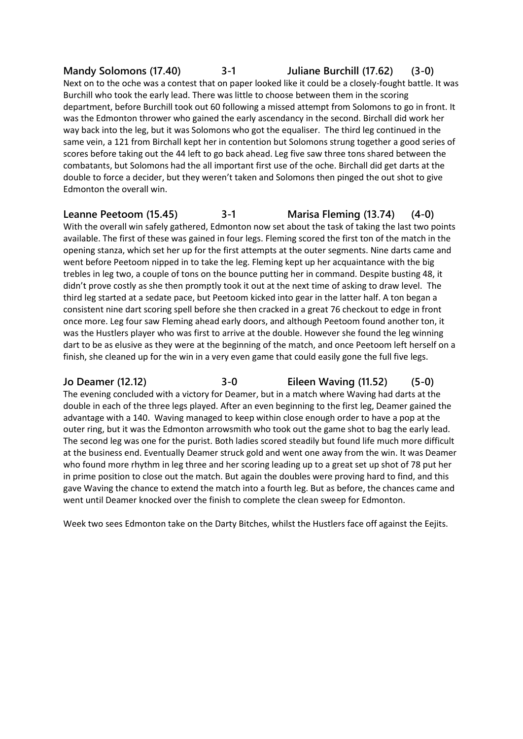**Mandy Solomons (17.40) 3-1 Juliane Burchill (17.62) (3-0)**

Next on to the oche was a contest that on paper looked like it could be a closely-fought battle. It was Burchill who took the early lead. There was little to choose between them in the scoring department, before Burchill took out 60 following a missed attempt from Solomons to go in front. It was the Edmonton thrower who gained the early ascendancy in the second. Birchall did work her way back into the leg, but it was Solomons who got the equaliser. The third leg continued in the same vein, a 121 from Birchall kept her in contention but Solomons strung together a good series of scores before taking out the 44 left to go back ahead. Leg five saw three tons shared between the combatants, but Solomons had the all important first use of the oche. Birchall did get darts at the double to force a decider, but they weren't taken and Solomons then pinged the out shot to give Edmonton the overall win.

**Leanne Peetoom (15.45) 3-1 Marisa Fleming (13.74) (4-0)**

With the overall win safely gathered, Edmonton now set about the task of taking the last two points available. The first of these was gained in four legs. Fleming scored the first ton of the match in the opening stanza, which set her up for the first attempts at the outer segments. Nine darts came and went before Peetoom nipped in to take the leg. Fleming kept up her acquaintance with the big trebles in leg two, a couple of tons on the bounce putting her in command. Despite busting 48, it didn't prove costly as she then promptly took it out at the next time of asking to draw level. The third leg started at a sedate pace, but Peetoom kicked into gear in the latter half. A ton began a consistent nine dart scoring spell before she then cracked in a great 76 checkout to edge in front once more. Leg four saw Fleming ahead early doors, and although Peetoom found another ton, it was the Hustlers player who was first to arrive at the double. However she found the leg winning dart to be as elusive as they were at the beginning of the match, and once Peetoom left herself on a finish, she cleaned up for the win in a very even game that could easily gone the full five legs.

**Jo Deamer (12.12) 3-0 Eileen Waving (11.52) (5-0)**

The evening concluded with a victory for Deamer, but in a match where Waving had darts at the double in each of the three legs played. After an even beginning to the first leg, Deamer gained the advantage with a 140. Waving managed to keep within close enough order to have a pop at the outer ring, but it was the Edmonton arrowsmith who took out the game shot to bag the early lead. The second leg was one for the purist. Both ladies scored steadily but found life much more difficult at the business end. Eventually Deamer struck gold and went one away from the win. It was Deamer who found more rhythm in leg three and her scoring leading up to a great set up shot of 78 put her in prime position to close out the match. But again the doubles were proving hard to find, and this gave Waving the chance to extend the match into a fourth leg. But as before, the chances came and went until Deamer knocked over the finish to complete the clean sweep for Edmonton.

Week two sees Edmonton take on the Darty Bitches, whilst the Hustlers face off against the Eejits.